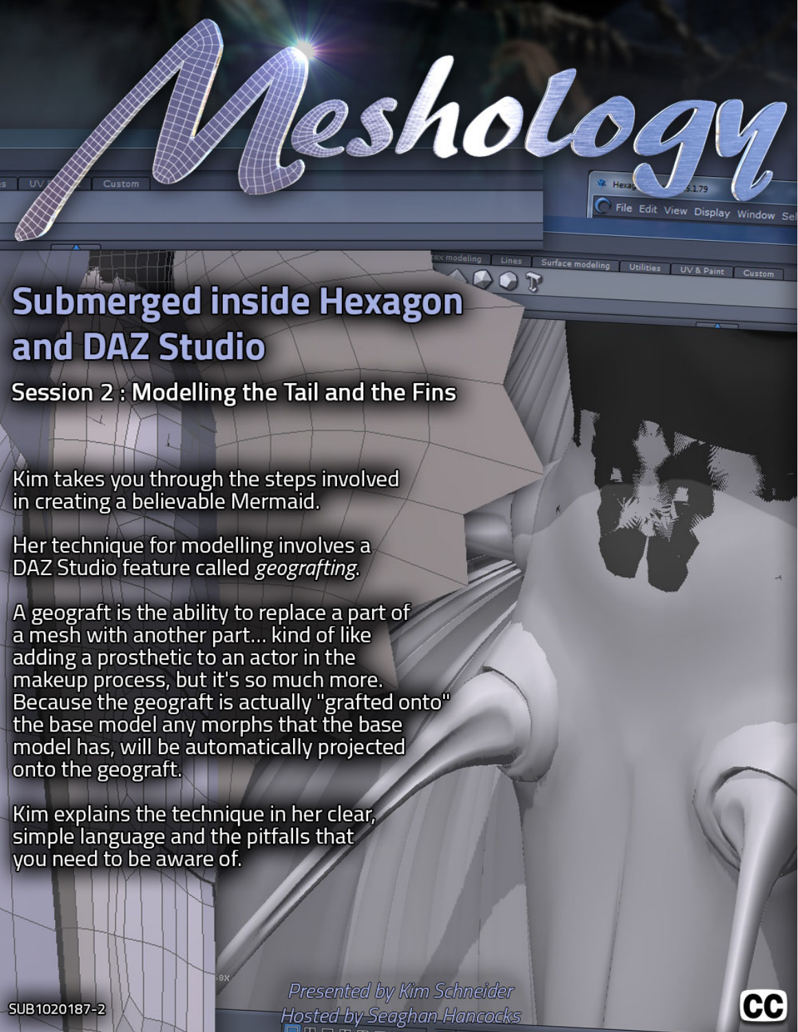# Meshology

## Submerged inside Hexagon and DAZ Studio

### Session 2 : Modelling the Tail and the Fins

Kim takes you through the steps involved in creating a believable Mermaid.

Her technique for modelling involves a DAZ Studio feature called *geografting*.

A geograft is the ability to replace a part of a mesh with another part... kind of like adding a prosthetic to an actor in the makeup process, but it's so much more. Because the geograft is actually "grafted onto" the base model any morphs that the base model has, will be automatically projected onto the geograft.

Kim explains the technique in her clear, simple language and the pitfalls that you need to be aware of.

*Presented by Kim Schneider*
*Hosted by Seaghan Hancocks*

SUB1020187-2

CC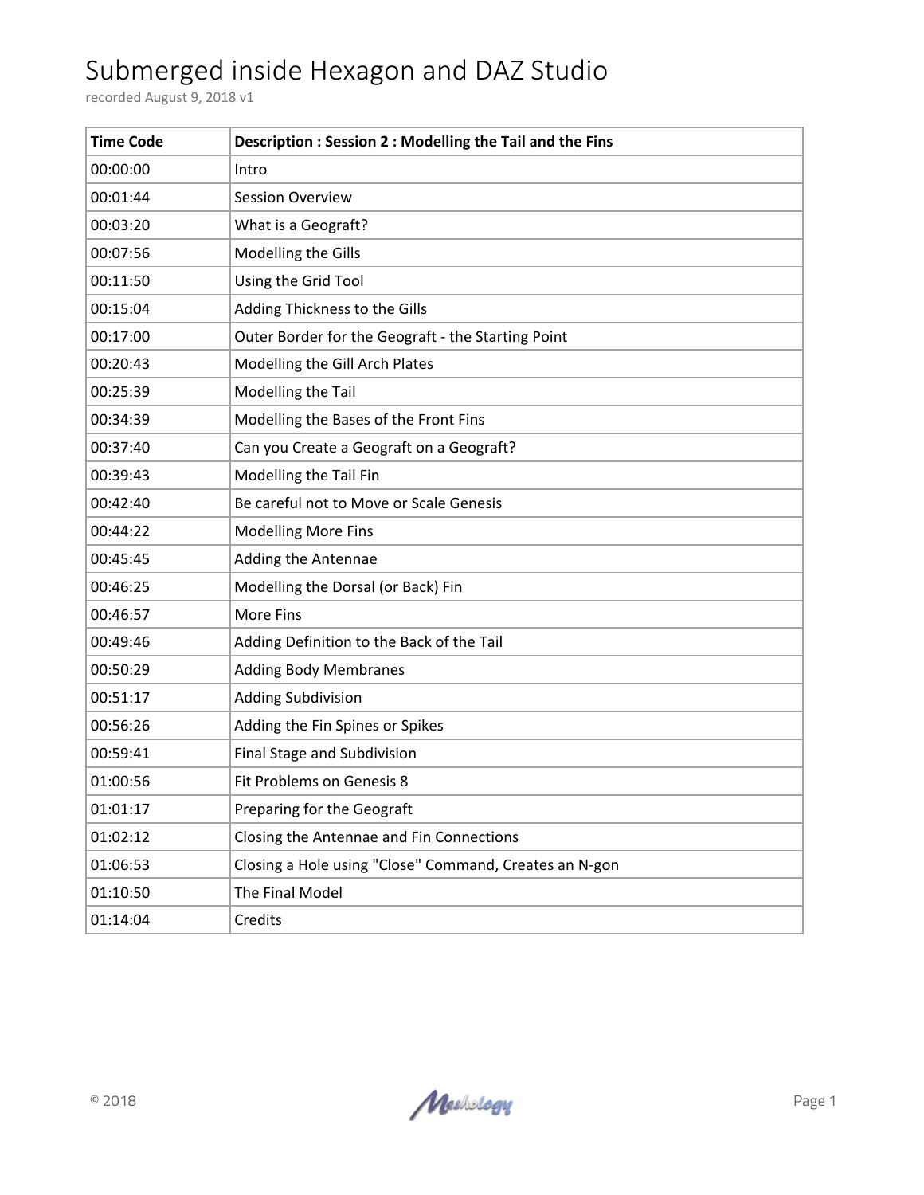# Submerged inside Hexagon and DAZ Studio

recorded August 9, 2018 v1

| Time Code | Description : Session 2 : Modelling the Tail and the Fins |
|---|---|
| 00:00:00 | Intro |
| 00:01:44 | Session Overview |
| 00:03:20 | What is a Geograft? |
| 00:07:56 | Modelling the Gills |
| 00:11:50 | Using the Grid Tool |
| 00:15:04 | Adding Thickness to the Gills |
| 00:17:00 | Outer Border for the Geograft - the Starting Point |
| 00:20:43 | Modelling the Gill Arch Plates |
| 00:25:39 | Modelling the Tail |
| 00:34:39 | Modelling the Bases of the Front Fins |
| 00:37:40 | Can you Create a Geograft on a Geograft? |
| 00:39:43 | Modelling the Tail Fin |
| 00:42:40 | Be careful not to Move or Scale Genesis |
| 00:44:22 | Modelling More Fins |
| 00:45:45 | Adding the Antennae |
| 00:46:25 | Modelling the Dorsal (or Back) Fin |
| 00:46:57 | More Fins |
| 00:49:46 | Adding Definition to the Back of the Tail |
| 00:50:29 | Adding Body Membranes |
| 00:51:17 | Adding Subdivision |
| 00:56:26 | Adding the Fin Spines or Spikes |
| 00:59:41 | Final Stage and Subdivision |
| 01:00:56 | Fit Problems on Genesis 8 |
| 01:01:17 | Preparing for the Geograft |
| 01:02:12 | Closing the Antennae and Fin Connections |
| 01:06:53 | Closing a Hole using "Close" Command, Creates an N-gon |
| 01:10:50 | The Final Model |
| 01:14:04 | Credits |

© 2018